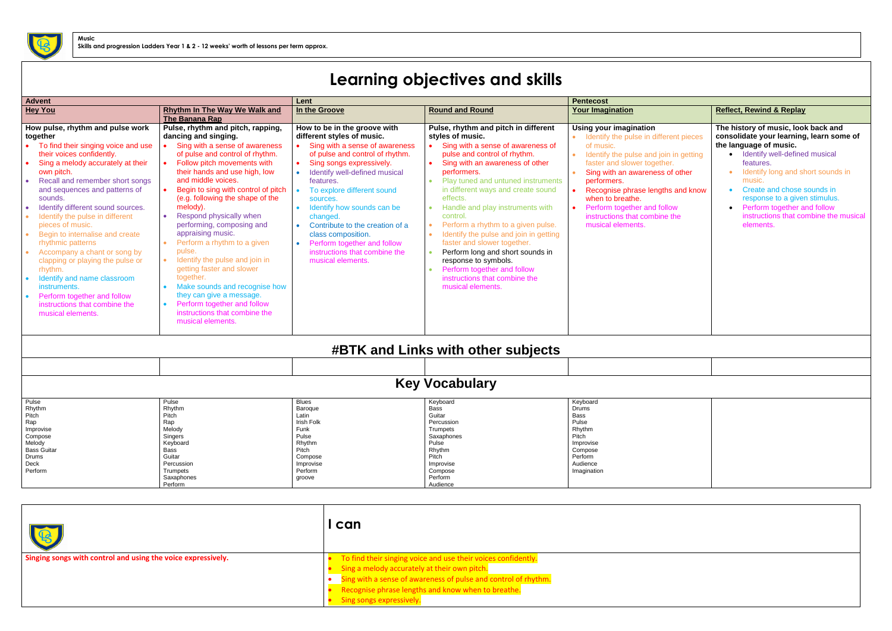**Music**
**Skills and progression Ladders Year 1 & 2 - 12 weeks' worth of lessons per term approx.**

# Learning objectives and skills

| Advent | | Lent | | Pentecost | |
|---|---|---|---|---|---|
| **Hey You** | **Rhythm In The Way We Walk and The Banana Rap** | **In the Groove** | **Round and Round** | **Your Imagination** | **Reflect, Rewind & Replay** |
| **How pulse, rhythm and pulse work together**<br>• To find their singing voice and use their voices confidently.<br>• Sing a melody accurately at their own pitch.<br>• Recall and remember short songs and sequences and patterns of sounds.<br>• Identify different sound sources.<br>• Identify the pulse in different pieces of music.<br>• Begin to internalise and create rhythmic patterns<br>• Accompany a chant or song by clapping or playing the pulse or rhythm.<br>• Identify and name classroom instruments.<br>• Perform together and follow instructions that combine the musical elements. | **Pulse, rhythm and pitch, rapping, dancing and singing.**<br>• Sing with a sense of awareness of pulse and control of rhythm.<br>• Follow pitch movements with their hands and use high, low and middle voices.<br>• Begin to sing with control of pitch (e.g. following the shape of the melody).<br>• Respond physically when performing, composing and appraising music.<br>• Perform a rhythm to a given pulse.<br>• Identify the pulse and join in getting faster and slower together.<br>• Make sounds and recognise how they can give a message.<br>• Perform together and follow instructions that combine the musical elements. | **How to be in the groove with different styles of music.**<br>• Sing with a sense of awareness of pulse and control of rhythm.<br>• Sing songs expressively.<br>• Identify well-defined musical features.<br>• To explore different sound sources.<br>• Identify how sounds can be changed.<br>• Contribute to the creation of a class composition.<br>• Perform together and follow instructions that combine the musical elements. | **Pulse, rhythm and pitch in different styles of music.**<br>• Sing with a sense of awareness of pulse and control of rhythm.<br>• Sing with an awareness of other performers.<br>• Play tuned and untuned instruments in different ways and create sound effects.<br>• Handle and play instruments with control.<br>• Perform a rhythm to a given pulse.<br>• Identify the pulse and join in getting faster and slower together.<br>• Perform long and short sounds in response to symbols.<br>• Perform together and follow instructions that combine the musical elements. | **Using your imagination**<br>• Identify the pulse in different pieces of music.<br>• Identify the pulse and join in getting faster and slower together.<br>• Sing with an awareness of other performers.<br>• Recognise phrase lengths and know when to breathe.<br>• Perform together and follow instructions that combine the musical elements. | **The history of music, look back and consolidate your learning, learn some of the language of music.**<br>• Identify well-defined musical features.<br>• Identify long and short sounds in music.<br>• Create and chose sounds in response to a given stimulus.<br>• Perform together and follow instructions that combine the musical elements. |

## #BTK and Links with other subjects

| | | | | | |
|---|---|---|---|---|---|
| | | | | | |

## Key Vocabulary

| | | | | | |
|---|---|---|---|---|---|
| Pulse<br>Rhythm<br>Pitch<br>Rap<br>Improvise<br>Compose<br>Melody<br>Bass Guitar<br>Drums<br>Deck<br>Perform | Pulse<br>Rhythm<br>Pitch<br>Rap<br>Melody<br>Singers<br>Keyboard<br>Bass<br>Guitar<br>Percussion<br>Trumpets<br>Saxaphones<br>Perform | Blues<br>Baroque<br>Latin<br>Irish Folk<br>Funk<br>Pulse<br>Rhythm<br>Pitch<br>Compose<br>Improvise<br>Perform<br>groove | Keyboard<br>Bass<br>Guitar<br>Percussion<br>Trumpets<br>Saxaphones<br>Pulse<br>Rhythm<br>Pitch<br>Improvise<br>Compose<br>Perform<br>Audience | Keyboard<br>Drums<br>Bass<br>Pulse<br>Rhythm<br>Pitch<br>Improvise<br>Compose<br>Perform<br>Audience<br>Imagination | |

| | I can |
|---|---|
| **Singing songs with control and using the voice expressively.** | • To find their singing voice and use their voices confidently.<br>• Sing a melody accurately at their own pitch.<br>• Sing with a sense of awareness of pulse and control of rhythm.<br>• Recognise phrase lengths and know when to breathe.<br>• Sing songs expressively. |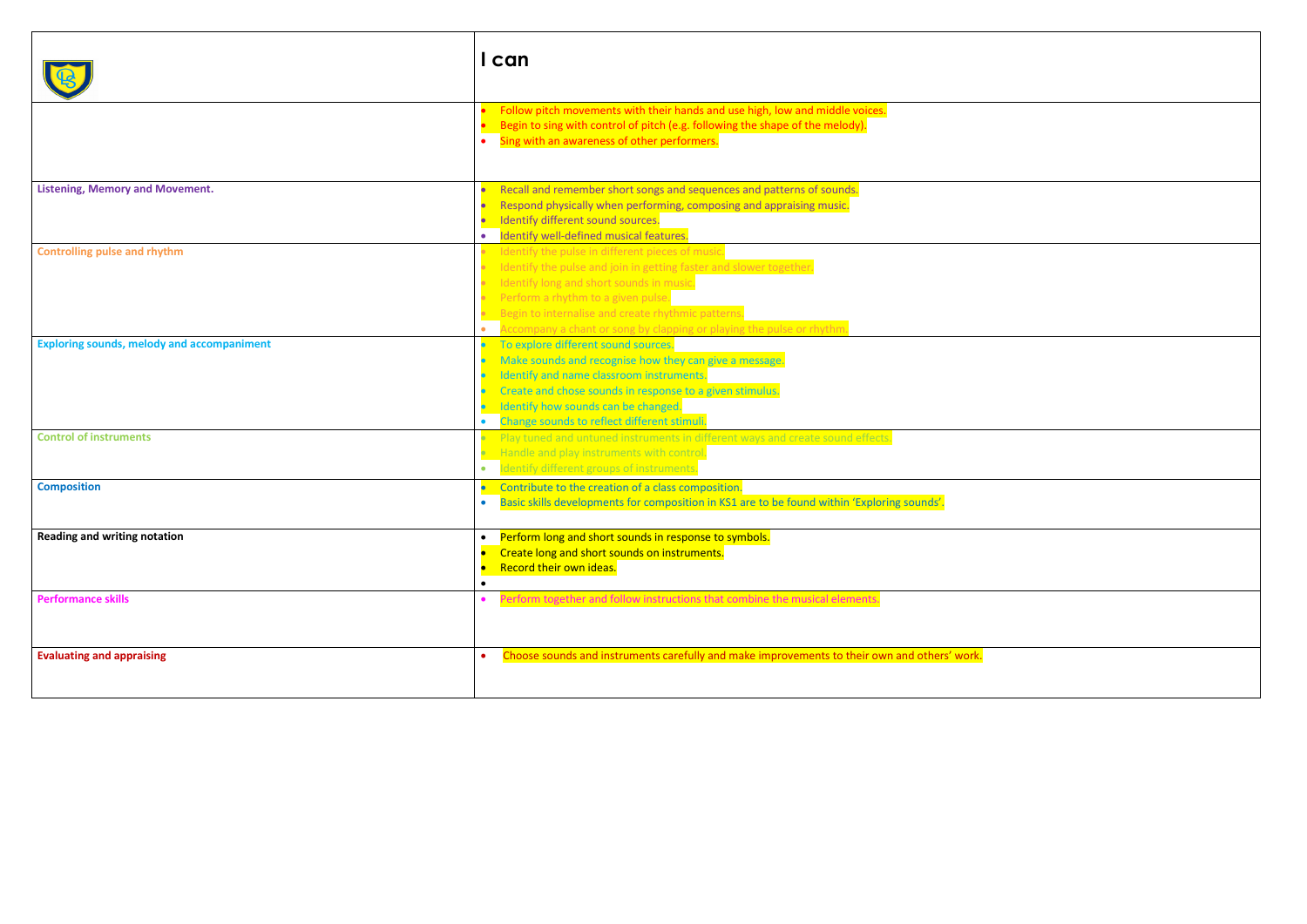| | I can |
|---|---|
| | • Follow pitch movements with their hands and use high, low and middle voices.<br>• Begin to sing with control of pitch (e.g. following the shape of the melody).<br>• Sing with an awareness of other performers. |
| **Listening, Memory and Movement.** | • Recall and remember short songs and sequences and patterns of sounds.<br>• Respond physically when performing, composing and appraising music.<br>• Identify different sound sources.<br>• Identify well-defined musical features. |
| **Controlling pulse and rhythm** | • Identify the pulse in different pieces of music.<br>• Identify the pulse and join in getting faster and slower together.<br>• Identify long and short sounds in music.<br>• Perform a rhythm to a given pulse.<br>• Begin to internalise and create rhythmic patterns.<br>• Accompany a chant or song by clapping or playing the pulse or rhythm. |
| **Exploring sounds, melody and accompaniment** | • To explore different sound sources.<br>• Make sounds and recognise how they can give a message.<br>• Identify and name classroom instruments.<br>• Create and chose sounds in response to a given stimulus.<br>• Identify how sounds can be changed.<br>• Change sounds to reflect different stimuli. |
| **Control of instruments** | • Play tuned and untuned instruments in different ways and create sound effects.<br>• Handle and play instruments with control.<br>• Identify different groups of instruments. |
| **Composition** | • Contribute to the creation of a class composition.<br>• Basic skills developments for composition in KS1 are to be found within 'Exploring sounds'. |
| **Reading and writing notation** | • Perform long and short sounds in response to symbols.<br>• Create long and short sounds on instruments.<br>• Record their own ideas.<br>• |
| **Performance skills** | • Perform together and follow instructions that combine the musical elements. |
| **Evaluating and appraising** | • Choose sounds and instruments carefully and make improvements to their own and others' work. |